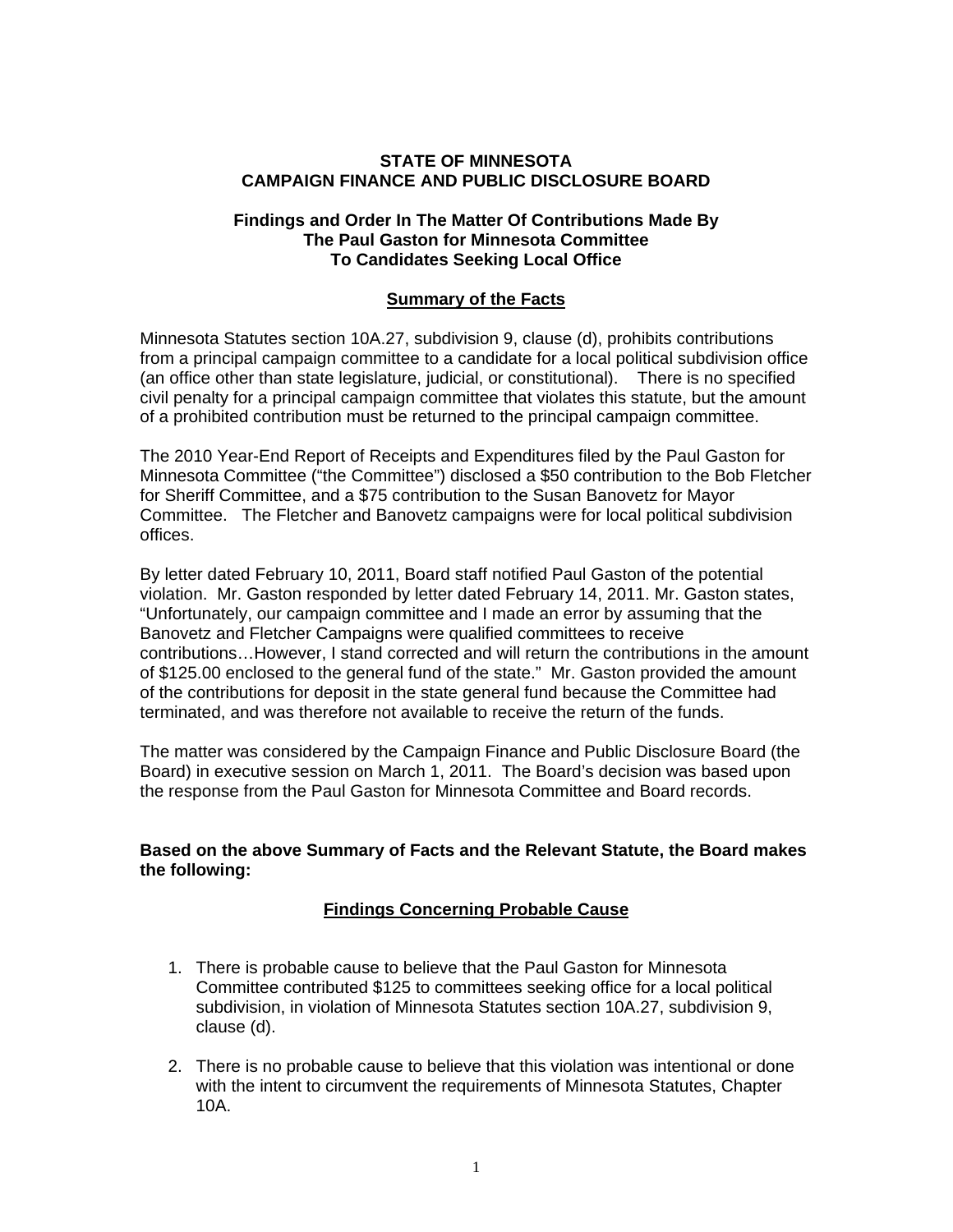**STATE OF MINNESOTA**
**CAMPAIGN FINANCE AND PUBLIC DISCLOSURE BOARD**

**Findings and Order In The Matter Of Contributions Made By The Paul Gaston for Minnesota Committee To Candidates Seeking Local Office**

## Summary of the Facts

Minnesota Statutes section 10A.27, subdivision 9, clause (d), prohibits contributions from a principal campaign committee to a candidate for a local political subdivision office (an office other than state legislature, judicial, or constitutional). There is no specified civil penalty for a principal campaign committee that violates this statute, but the amount of a prohibited contribution must be returned to the principal campaign committee.

The 2010 Year-End Report of Receipts and Expenditures filed by the Paul Gaston for Minnesota Committee ("the Committee") disclosed a $50 contribution to the Bob Fletcher for Sheriff Committee, and a $75 contribution to the Susan Banovetz for Mayor Committee. The Fletcher and Banovetz campaigns were for local political subdivision offices.

By letter dated February 10, 2011, Board staff notified Paul Gaston of the potential violation. Mr. Gaston responded by letter dated February 14, 2011. Mr. Gaston states, "Unfortunately, our campaign committee and I made an error by assuming that the Banovetz and Fletcher Campaigns were qualified committees to receive contributions…However, I stand corrected and will return the contributions in the amount of $125.00 enclosed to the general fund of the state." Mr. Gaston provided the amount of the contributions for deposit in the state general fund because the Committee had terminated, and was therefore not available to receive the return of the funds.

The matter was considered by the Campaign Finance and Public Disclosure Board (the Board) in executive session on March 1, 2011. The Board's decision was based upon the response from the Paul Gaston for Minnesota Committee and Board records.

**Based on the above Summary of Facts and the Relevant Statute, the Board makes the following:**

## Findings Concerning Probable Cause

1. There is probable cause to believe that the Paul Gaston for Minnesota Committee contributed $125 to committees seeking office for a local political subdivision, in violation of Minnesota Statutes section 10A.27, subdivision 9, clause (d).

2. There is no probable cause to believe that this violation was intentional or done with the intent to circumvent the requirements of Minnesota Statutes, Chapter 10A.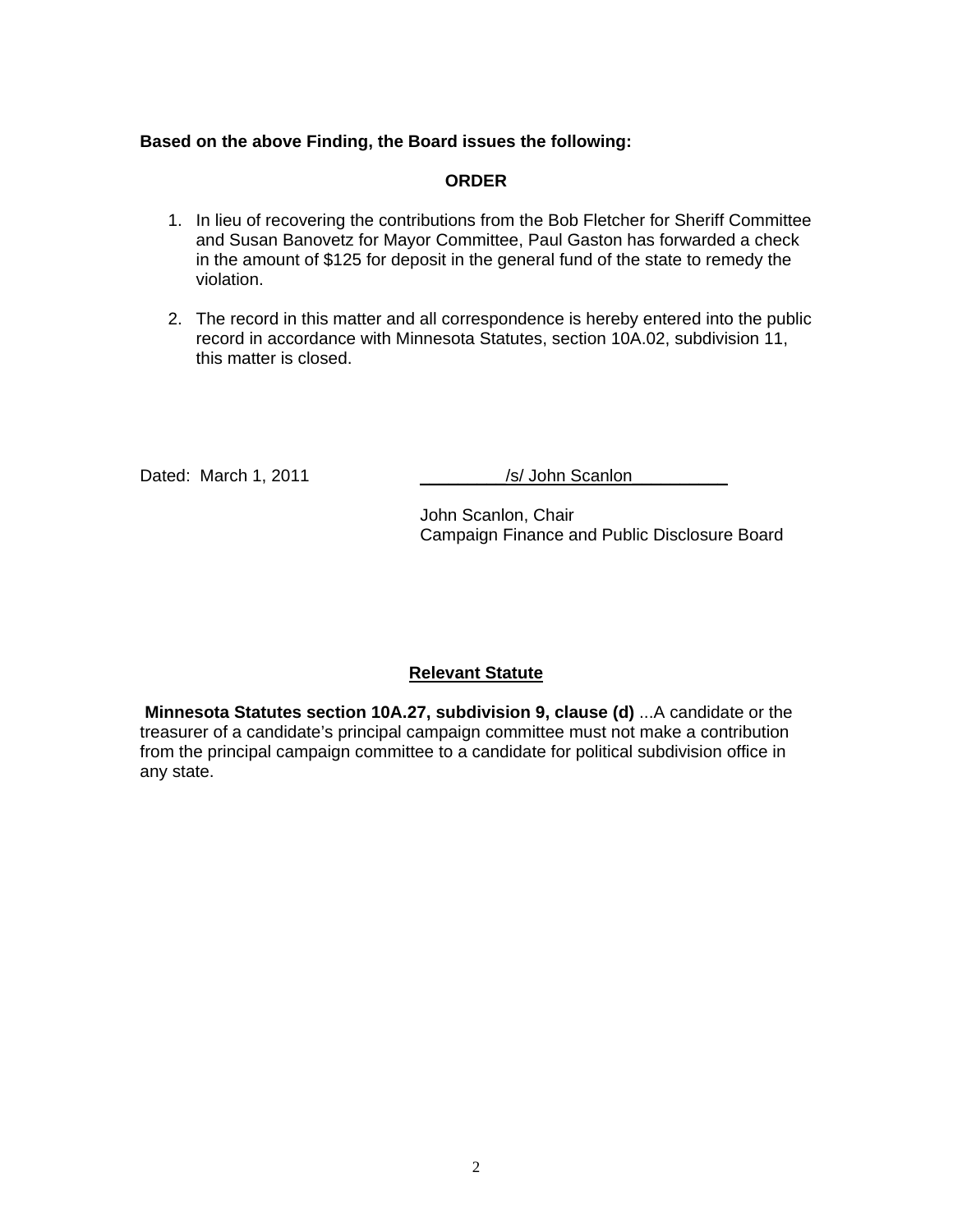**Based on the above Finding, the Board issues the following:**

**ORDER**

1. In lieu of recovering the contributions from the Bob Fletcher for Sheriff Committee and Susan Banovetz for Mayor Committee, Paul Gaston has forwarded a check in the amount of $125 for deposit in the general fund of the state to remedy the violation.

2. The record in this matter and all correspondence is hereby entered into the public record in accordance with Minnesota Statutes, section 10A.02, subdivision 11, this matter is closed.

Dated: March 1, 2011

/s/ John Scanlon

John Scanlon, Chair
Campaign Finance and Public Disclosure Board

**Relevant Statute**

**Minnesota Statutes section 10A.27, subdivision 9, clause (d)** ...A candidate or the treasurer of a candidate's principal campaign committee must not make a contribution from the principal campaign committee to a candidate for political subdivision office in any state.